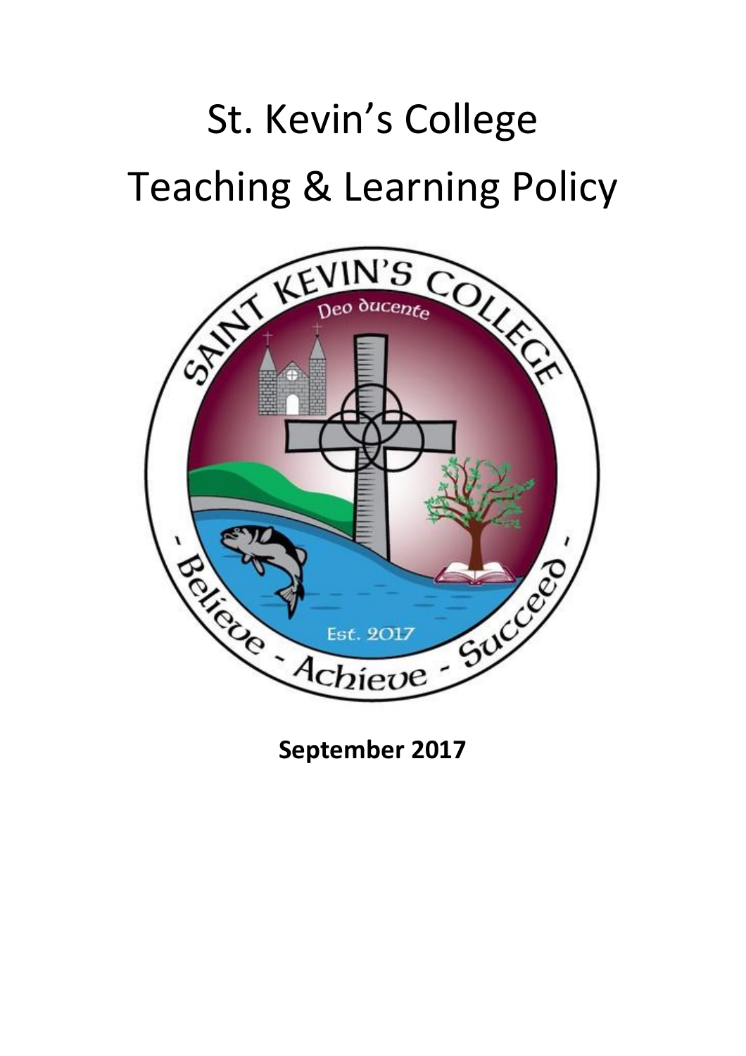# St. Kevin's College
# Teaching & Learning Policy

**September 2017**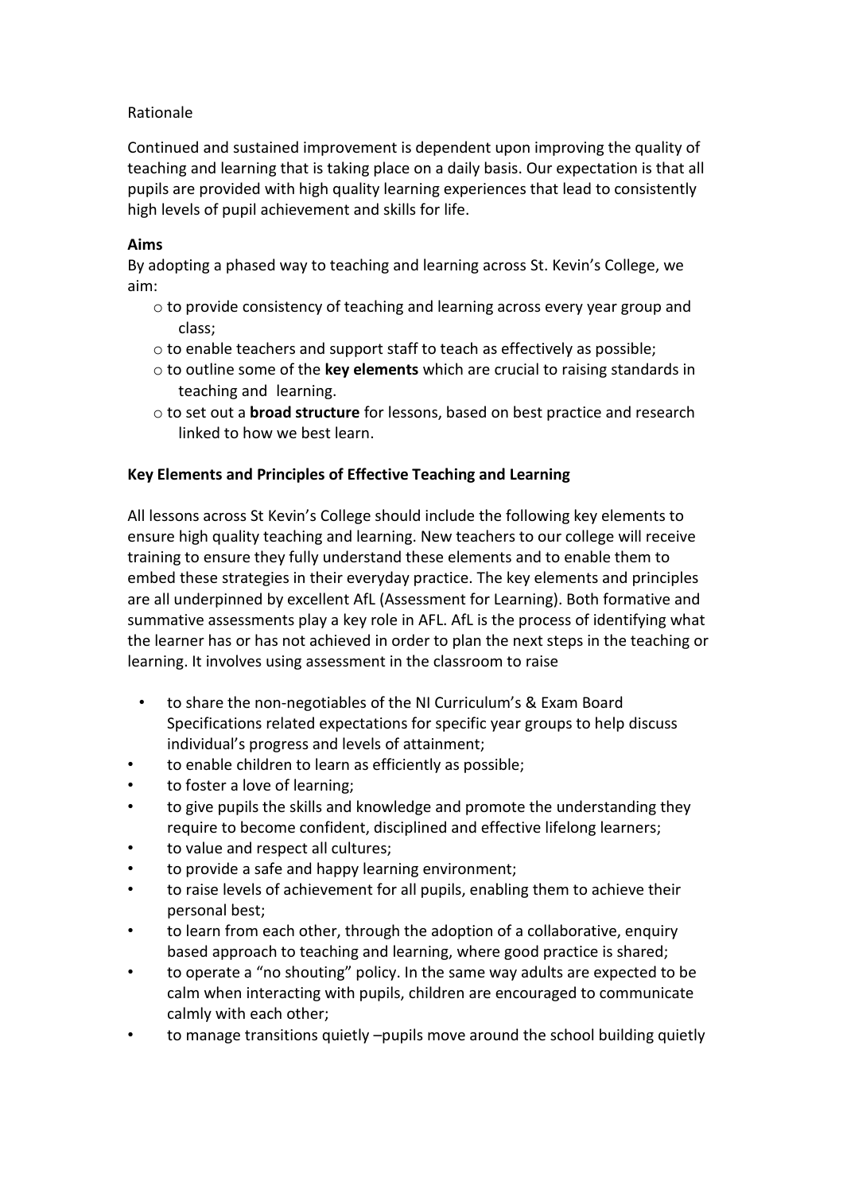Rationale

Continued and sustained improvement is dependent upon improving the quality of teaching and learning that is taking place on a daily basis. Our expectation is that all pupils are provided with high quality learning experiences that lead to consistently high levels of pupil achievement and skills for life.

**Aims**

By adopting a phased way to teaching and learning across St. Kevin's College, we aim:

- to provide consistency of teaching and learning across every year group and class;
- to enable teachers and support staff to teach as effectively as possible;
- to outline some of the **key elements** which are crucial to raising standards in teaching and learning.
- to set out a **broad structure** for lessons, based on best practice and research linked to how we best learn.

**Key Elements and Principles of Effective Teaching and Learning**

All lessons across St Kevin's College should include the following key elements to ensure high quality teaching and learning. New teachers to our college will receive training to ensure they fully understand these elements and to enable them to embed these strategies in their everyday practice. The key elements and principles are all underpinned by excellent AfL (Assessment for Learning). Both formative and summative assessments play a key role in AFL. AfL is the process of identifying what the learner has or has not achieved in order to plan the next steps in the teaching or learning. It involves using assessment in the classroom to raise

- to share the non-negotiables of the NI Curriculum's & Exam Board Specifications related expectations for specific year groups to help discuss individual's progress and levels of attainment;
- to enable children to learn as efficiently as possible;
- to foster a love of learning;
- to give pupils the skills and knowledge and promote the understanding they require to become confident, disciplined and effective lifelong learners;
- to value and respect all cultures;
- to provide a safe and happy learning environment;
- to raise levels of achievement for all pupils, enabling them to achieve their personal best;
- to learn from each other, through the adoption of a collaborative, enquiry based approach to teaching and learning, where good practice is shared;
- to operate a "no shouting" policy. In the same way adults are expected to be calm when interacting with pupils, children are encouraged to communicate calmly with each other;
- to manage transitions quietly –pupils move around the school building quietly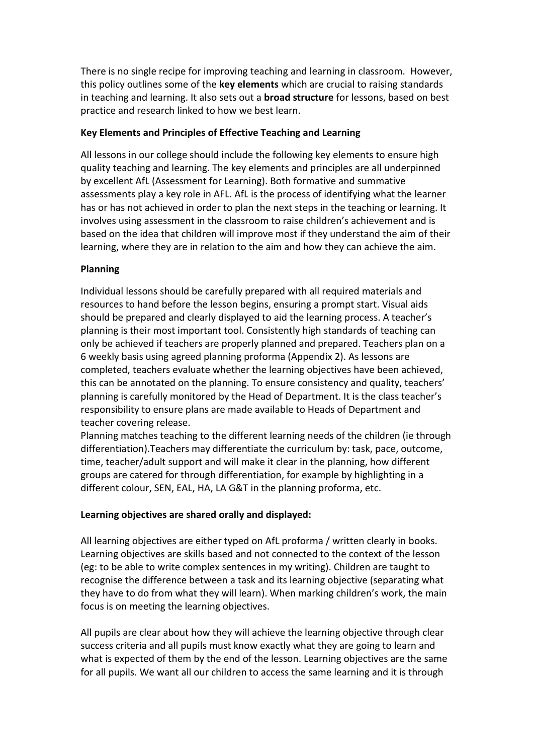There is no single recipe for improving teaching and learning in classroom. However, this policy outlines some of the **key elements** which are crucial to raising standards in teaching and learning. It also sets out a **broad structure** for lessons, based on best practice and research linked to how we best learn.

**Key Elements and Principles of Effective Teaching and Learning**

All lessons in our college should include the following key elements to ensure high quality teaching and learning. The key elements and principles are all underpinned by excellent AfL (Assessment for Learning). Both formative and summative assessments play a key role in AFL. AfL is the process of identifying what the learner has or has not achieved in order to plan the next steps in the teaching or learning. It involves using assessment in the classroom to raise children's achievement and is based on the idea that children will improve most if they understand the aim of their learning, where they are in relation to the aim and how they can achieve the aim.

**Planning**

Individual lessons should be carefully prepared with all required materials and resources to hand before the lesson begins, ensuring a prompt start. Visual aids should be prepared and clearly displayed to aid the learning process. A teacher's planning is their most important tool. Consistently high standards of teaching can only be achieved if teachers are properly planned and prepared. Teachers plan on a 6 weekly basis using agreed planning proforma (Appendix 2). As lessons are completed, teachers evaluate whether the learning objectives have been achieved, this can be annotated on the planning. To ensure consistency and quality, teachers' planning is carefully monitored by the Head of Department. It is the class teacher's responsibility to ensure plans are made available to Heads of Department and teacher covering release.

Planning matches teaching to the different learning needs of the children (ie through differentiation).Teachers may differentiate the curriculum by: task, pace, outcome, time, teacher/adult support and will make it clear in the planning, how different groups are catered for through differentiation, for example by highlighting in a different colour, SEN, EAL, HA, LA G&T in the planning proforma, etc.

**Learning objectives are shared orally and displayed:**

All learning objectives are either typed on AfL proforma / written clearly in books. Learning objectives are skills based and not connected to the context of the lesson (eg: to be able to write complex sentences in my writing). Children are taught to recognise the difference between a task and its learning objective (separating what they have to do from what they will learn). When marking children's work, the main focus is on meeting the learning objectives.

All pupils are clear about how they will achieve the learning objective through clear success criteria and all pupils must know exactly what they are going to learn and what is expected of them by the end of the lesson. Learning objectives are the same for all pupils. We want all our children to access the same learning and it is through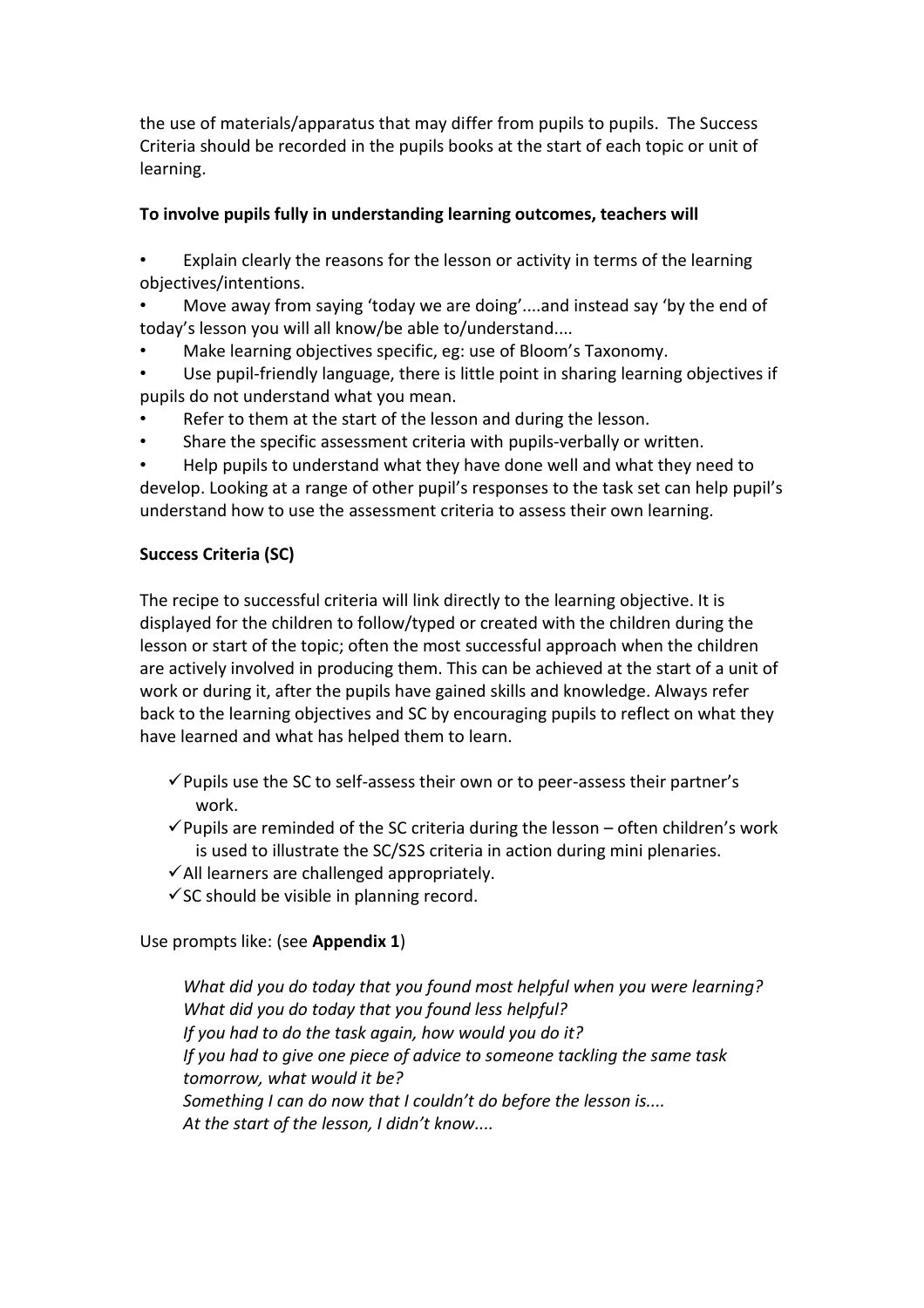the use of materials/apparatus that may differ from pupils to pupils. The Success Criteria should be recorded in the pupils books at the start of each topic or unit of learning.

**To involve pupils fully in understanding learning outcomes, teachers will**

- Explain clearly the reasons for the lesson or activity in terms of the learning objectives/intentions.
- Move away from saying 'today we are doing'....and instead say 'by the end of today's lesson you will all know/be able to/understand....
- Make learning objectives specific, eg: use of Bloom's Taxonomy.
- Use pupil-friendly language, there is little point in sharing learning objectives if pupils do not understand what you mean.
- Refer to them at the start of the lesson and during the lesson.
- Share the specific assessment criteria with pupils-verbally or written.
- Help pupils to understand what they have done well and what they need to develop. Looking at a range of other pupil's responses to the task set can help pupil's understand how to use the assessment criteria to assess their own learning.

**Success Criteria (SC)**

The recipe to successful criteria will link directly to the learning objective. It is displayed for the children to follow/typed or created with the children during the lesson or start of the topic; often the most successful approach when the children are actively involved in producing them. This can be achieved at the start of a unit of work or during it, after the pupils have gained skills and knowledge. Always refer back to the learning objectives and SC by encouraging pupils to reflect on what they have learned and what has helped them to learn.

- ✓ Pupils use the SC to self-assess their own or to peer-assess their partner's work.
- ✓ Pupils are reminded of the SC criteria during the lesson – often children's work is used to illustrate the SC/S2S criteria in action during mini plenaries.
- ✓ All learners are challenged appropriately.
- ✓ SC should be visible in planning record.

Use prompts like: (see **Appendix 1**)

*What did you do today that you found most helpful when you were learning?*
*What did you do today that you found less helpful?*
*If you had to do the task again, how would you do it?*
*If you had to give one piece of advice to someone tackling the same task tomorrow, what would it be?*
*Something I can do now that I couldn't do before the lesson is....*
*At the start of the lesson, I didn't know....*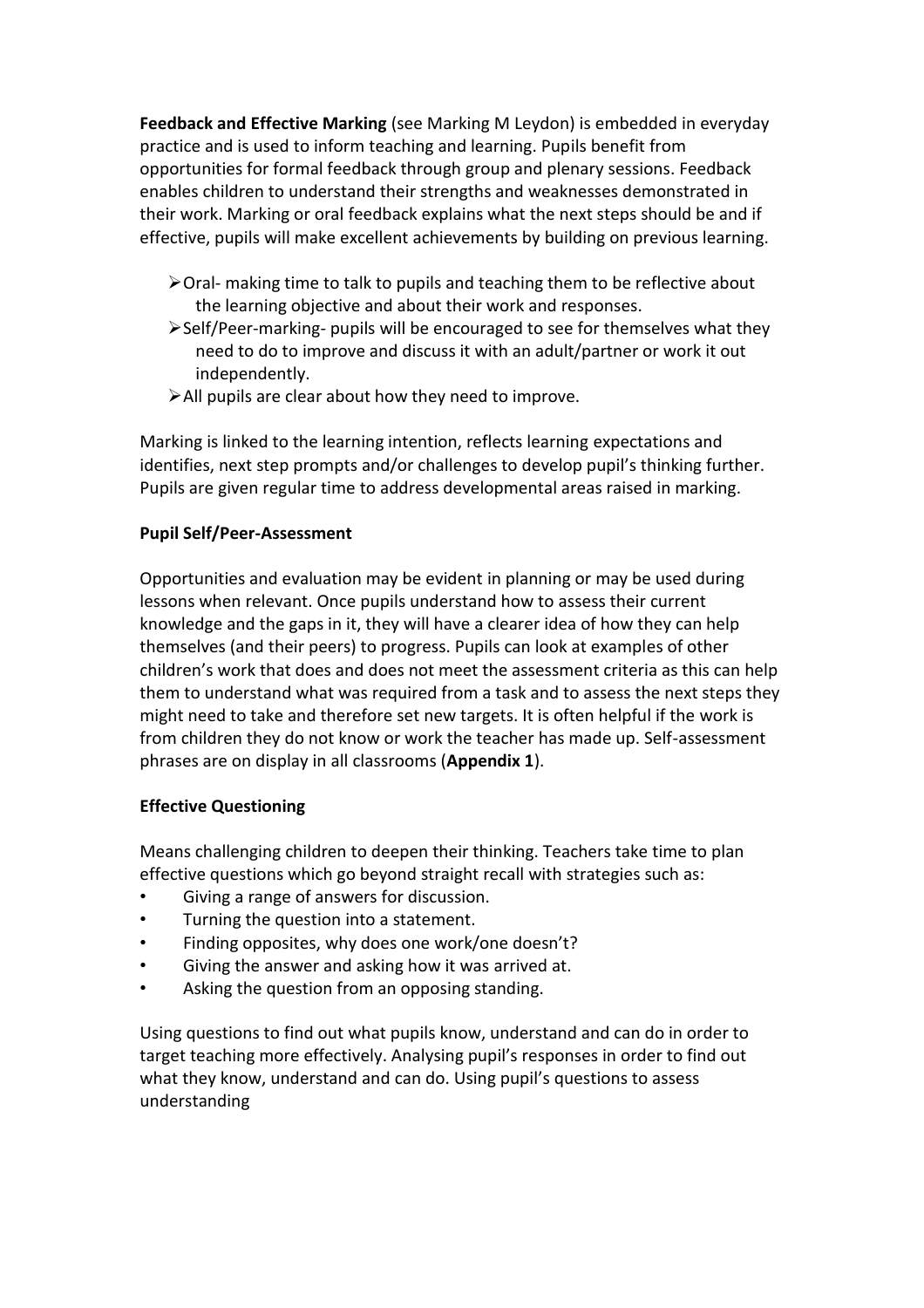**Feedback and Effective Marking** (see Marking M Leydon) is embedded in everyday practice and is used to inform teaching and learning. Pupils benefit from opportunities for formal feedback through group and plenary sessions. Feedback enables children to understand their strengths and weaknesses demonstrated in their work. Marking or oral feedback explains what the next steps should be and if effective, pupils will make excellent achievements by building on previous learning.

- Oral- making time to talk to pupils and teaching them to be reflective about the learning objective and about their work and responses.
- Self/Peer-marking- pupils will be encouraged to see for themselves what they need to do to improve and discuss it with an adult/partner or work it out independently.
- All pupils are clear about how they need to improve.

Marking is linked to the learning intention, reflects learning expectations and identifies, next step prompts and/or challenges to develop pupil's thinking further. Pupils are given regular time to address developmental areas raised in marking.

**Pupil Self/Peer-Assessment**

Opportunities and evaluation may be evident in planning or may be used during lessons when relevant. Once pupils understand how to assess their current knowledge and the gaps in it, they will have a clearer idea of how they can help themselves (and their peers) to progress. Pupils can look at examples of other children's work that does and does not meet the assessment criteria as this can help them to understand what was required from a task and to assess the next steps they might need to take and therefore set new targets. It is often helpful if the work is from children they do not know or work the teacher has made up. Self-assessment phrases are on display in all classrooms (**Appendix 1**).

**Effective Questioning**

Means challenging children to deepen their thinking. Teachers take time to plan effective questions which go beyond straight recall with strategies such as:

- Giving a range of answers for discussion.
- Turning the question into a statement.
- Finding opposites, why does one work/one doesn't?
- Giving the answer and asking how it was arrived at.
- Asking the question from an opposing standing.

Using questions to find out what pupils know, understand and can do in order to target teaching more effectively. Analysing pupil's responses in order to find out what they know, understand and can do. Using pupil's questions to assess understanding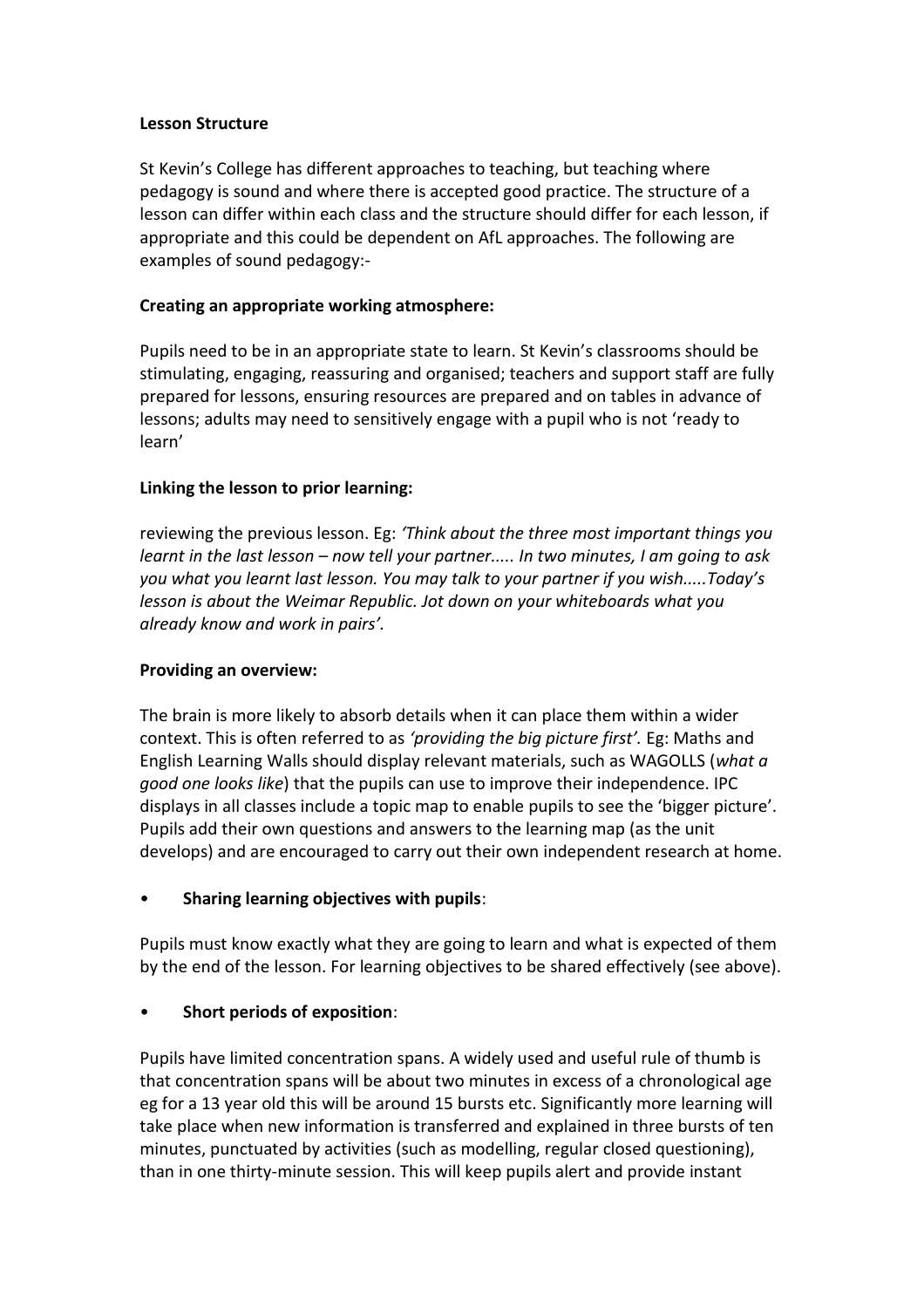**Lesson Structure**

St Kevin's College has different approaches to teaching, but teaching where pedagogy is sound and where there is accepted good practice. The structure of a lesson can differ within each class and the structure should differ for each lesson, if appropriate and this could be dependent on AfL approaches. The following are examples of sound pedagogy:-

**Creating an appropriate working atmosphere:**

Pupils need to be in an appropriate state to learn. St Kevin's classrooms should be stimulating, engaging, reassuring and organised; teachers and support staff are fully prepared for lessons, ensuring resources are prepared and on tables in advance of lessons; adults may need to sensitively engage with a pupil who is not 'ready to learn'

**Linking the lesson to prior learning:**

reviewing the previous lesson. Eg: *'Think about the three most important things you learnt in the last lesson – now tell your partner..... In two minutes, I am going to ask you what you learnt last lesson. You may talk to your partner if you wish.....Today's lesson is about the Weimar Republic. Jot down on your whiteboards what you already know and work in pairs'.*

**Providing an overview:**

The brain is more likely to absorb details when it can place them within a wider context. This is often referred to as *'providing the big picture first'.* Eg: Maths and English Learning Walls should display relevant materials, such as WAGOLLS (*what a good one looks like*) that the pupils can use to improve their independence. IPC displays in all classes include a topic map to enable pupils to see the 'bigger picture'. Pupils add their own questions and answers to the learning map (as the unit develops) and are encouraged to carry out their own independent research at home.

- **Sharing learning objectives with pupils**:

Pupils must know exactly what they are going to learn and what is expected of them by the end of the lesson. For learning objectives to be shared effectively (see above).

- **Short periods of exposition**:

Pupils have limited concentration spans. A widely used and useful rule of thumb is that concentration spans will be about two minutes in excess of a chronological age eg for a 13 year old this will be around 15 bursts etc. Significantly more learning will take place when new information is transferred and explained in three bursts of ten minutes, punctuated by activities (such as modelling, regular closed questioning), than in one thirty-minute session. This will keep pupils alert and provide instant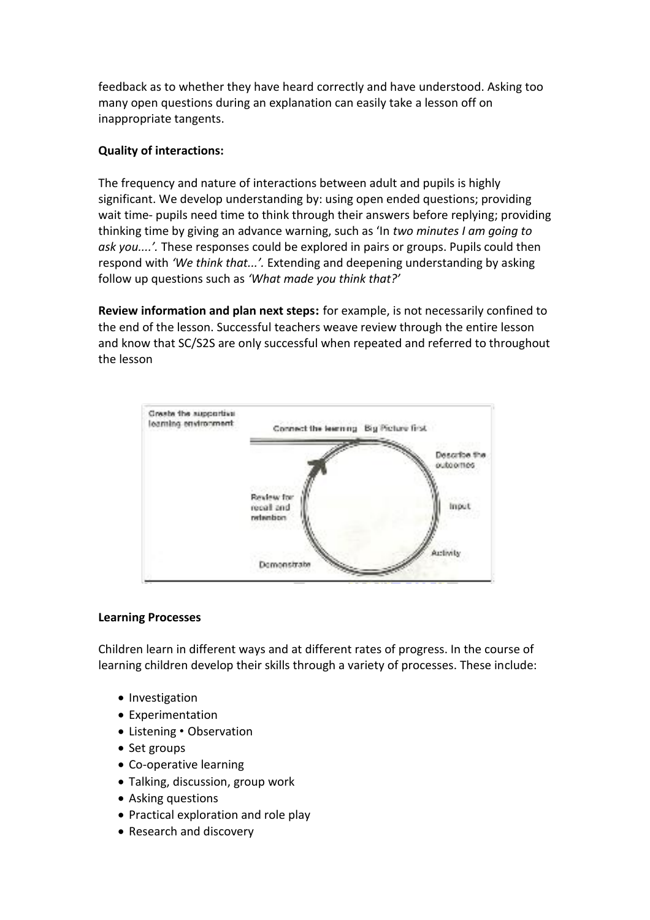feedback as to whether they have heard correctly and have understood. Asking too many open questions during an explanation can easily take a lesson off on inappropriate tangents.

**Quality of interactions:**

The frequency and nature of interactions between adult and pupils is highly significant. We develop understanding by: using open ended questions; providing wait time- pupils need time to think through their answers before replying; providing thinking time by giving an advance warning, such as 'In *two minutes I am going to ask you....'.* These responses could be explored in pairs or groups. Pupils could then respond with *'We think that...'.* Extending and deepening understanding by asking follow up questions such as *'What made you think that?'*

**Review information and plan next steps:** for example, is not necessarily confined to the end of the lesson. Successful teachers weave review through the entire lesson and know that SC/S2S are only successful when repeated and referred to throughout the lesson

**Learning Processes**

Children learn in different ways and at different rates of progress. In the course of learning children develop their skills through a variety of processes. These include:

- Investigation
- Experimentation
- Listening • Observation
- Set groups
- Co-operative learning
- Talking, discussion, group work
- Asking questions
- Practical exploration and role play
- Research and discovery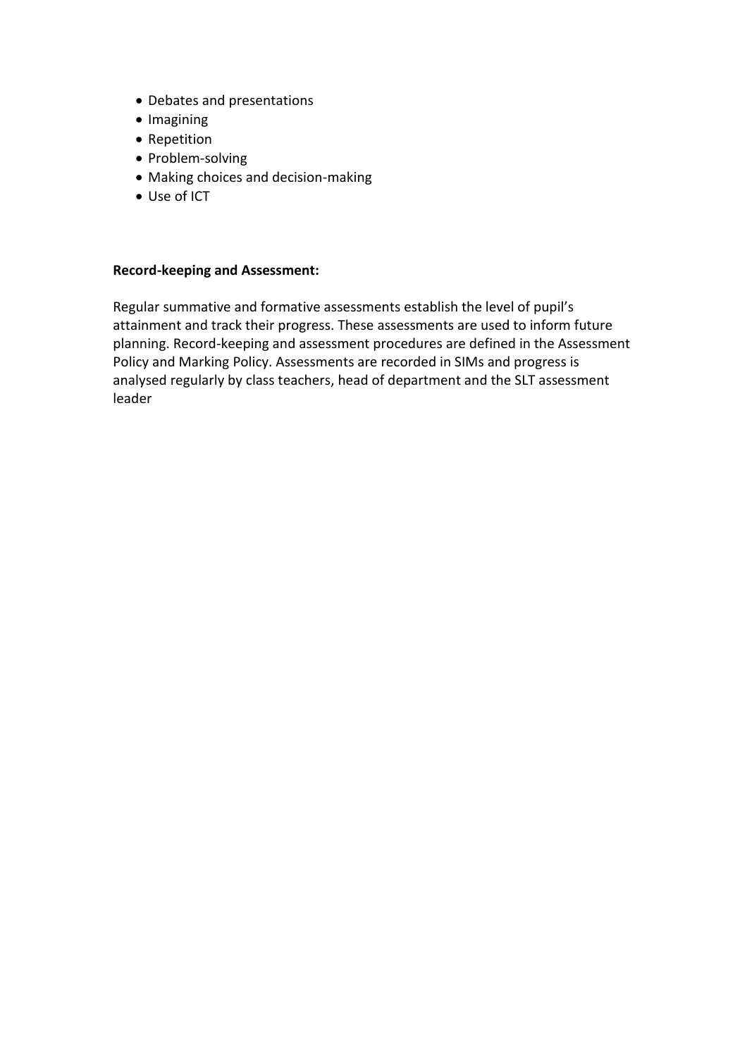- Debates and presentations
- Imagining
- Repetition
- Problem-solving
- Making choices and decision-making
- Use of ICT

**Record-keeping and Assessment:**

Regular summative and formative assessments establish the level of pupil's attainment and track their progress. These assessments are used to inform future planning. Record-keeping and assessment procedures are defined in the Assessment Policy and Marking Policy. Assessments are recorded in SIMs and progress is analysed regularly by class teachers, head of department and the SLT assessment leader